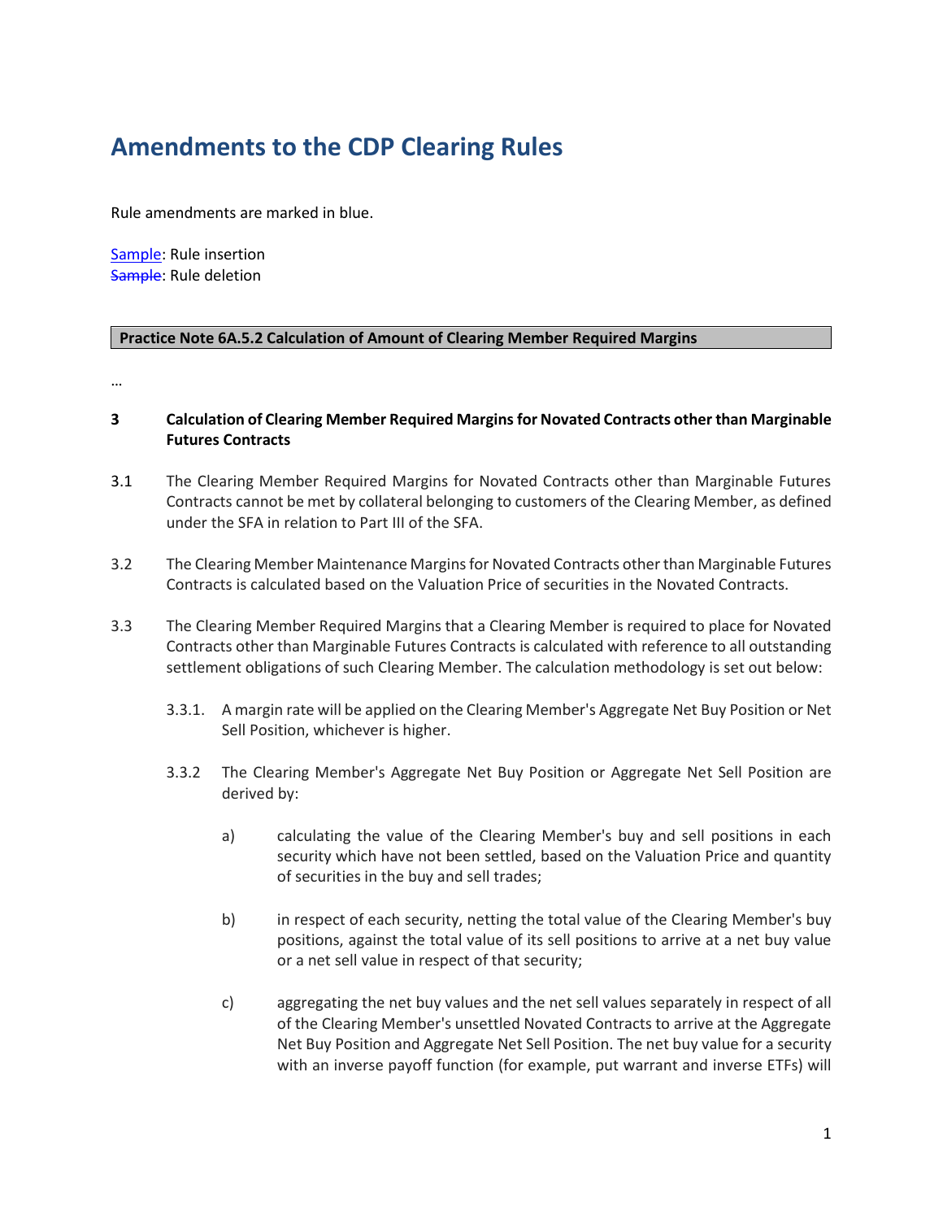# Amendments to the CDP Clearing Rules

Rule amendments are marked in blue.

Sample: Rule insertion
~~Sample~~: Rule deletion

**Practice Note 6A.5.2 Calculation of Amount of Clearing Member Required Margins**

…

**3 Calculation of Clearing Member Required Margins for Novated Contracts other than Marginable Futures Contracts**

3.1 The Clearing Member Required Margins for Novated Contracts other than Marginable Futures Contracts cannot be met by collateral belonging to customers of the Clearing Member, as defined under the SFA in relation to Part III of the SFA.

3.2 The Clearing Member Maintenance Margins for Novated Contracts other than Marginable Futures Contracts is calculated based on the Valuation Price of securities in the Novated Contracts.

3.3 The Clearing Member Required Margins that a Clearing Member is required to place for Novated Contracts other than Marginable Futures Contracts is calculated with reference to all outstanding settlement obligations of such Clearing Member. The calculation methodology is set out below:

3.3.1. A margin rate will be applied on the Clearing Member's Aggregate Net Buy Position or Net Sell Position, whichever is higher.

3.3.2 The Clearing Member's Aggregate Net Buy Position or Aggregate Net Sell Position are derived by:

a) calculating the value of the Clearing Member's buy and sell positions in each security which have not been settled, based on the Valuation Price and quantity of securities in the buy and sell trades;

b) in respect of each security, netting the total value of the Clearing Member's buy positions, against the total value of its sell positions to arrive at a net buy value or a net sell value in respect of that security;

c) aggregating the net buy values and the net sell values separately in respect of all of the Clearing Member's unsettled Novated Contracts to arrive at the Aggregate Net Buy Position and Aggregate Net Sell Position. The net buy value for a security with an inverse payoff function (for example, put warrant and inverse ETFs) will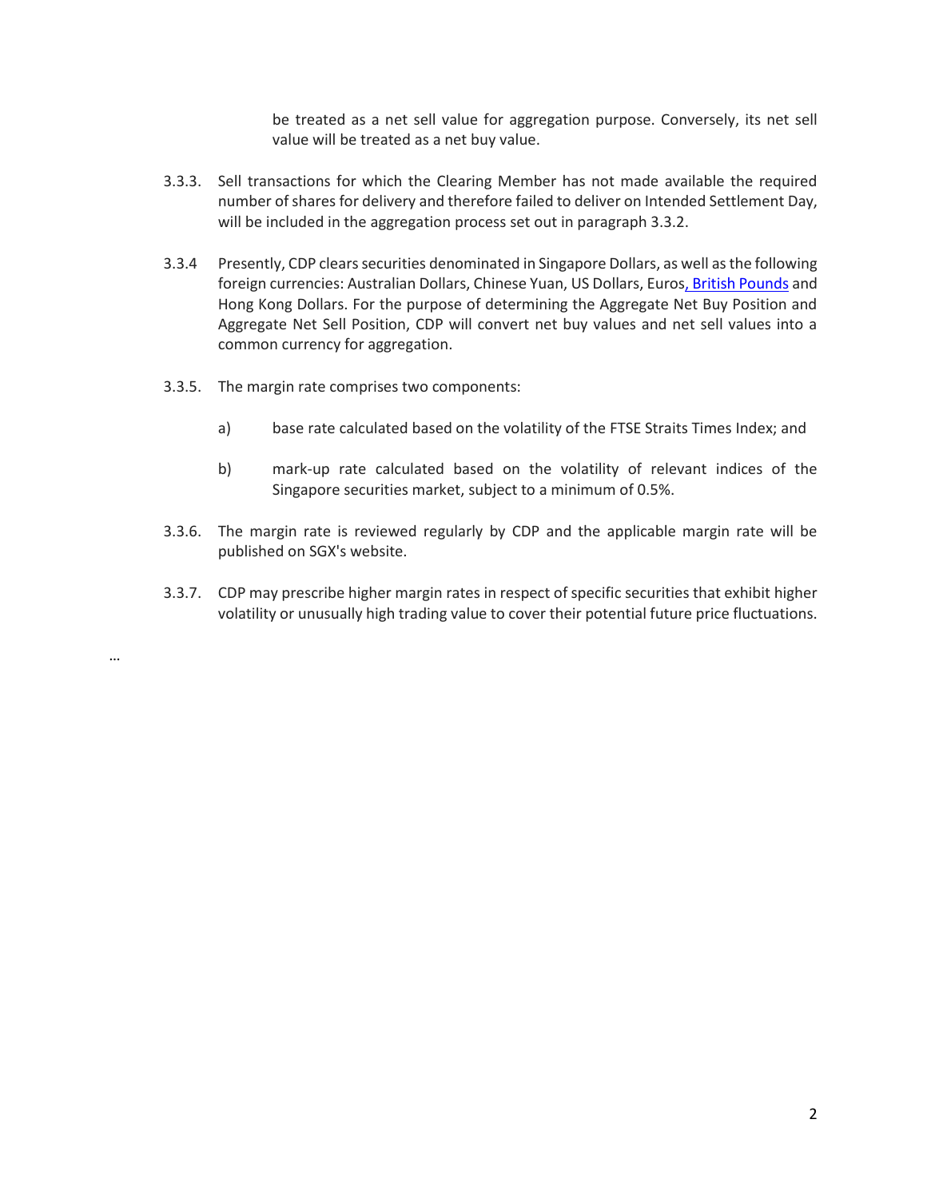be treated as a net sell value for aggregation purpose. Conversely, its net sell value will be treated as a net buy value.

3.3.3. Sell transactions for which the Clearing Member has not made available the required number of shares for delivery and therefore failed to deliver on Intended Settlement Day, will be included in the aggregation process set out in paragraph 3.3.2.

3.3.4 Presently, CDP clears securities denominated in Singapore Dollars, as well as the following foreign currencies: Australian Dollars, Chinese Yuan, US Dollars, Euros, British Pounds and Hong Kong Dollars. For the purpose of determining the Aggregate Net Buy Position and Aggregate Net Sell Position, CDP will convert net buy values and net sell values into a common currency for aggregation.

3.3.5. The margin rate comprises two components:

a) base rate calculated based on the volatility of the FTSE Straits Times Index; and

b) mark-up rate calculated based on the volatility of relevant indices of the Singapore securities market, subject to a minimum of 0.5%.

3.3.6. The margin rate is reviewed regularly by CDP and the applicable margin rate will be published on SGX's website.

3.3.7. CDP may prescribe higher margin rates in respect of specific securities that exhibit higher volatility or unusually high trading value to cover their potential future price fluctuations.

…